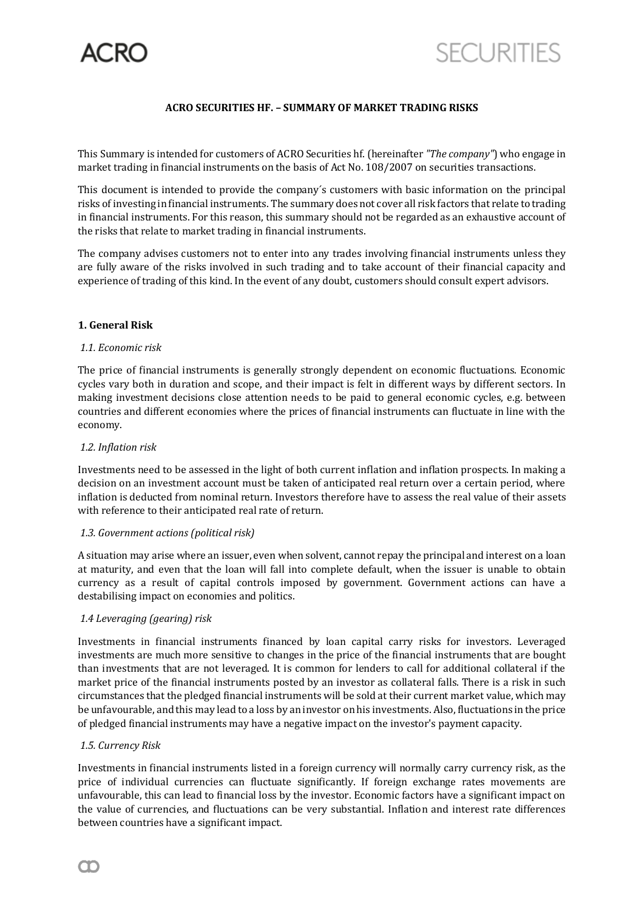**ACRO SECURITIES HF. – SUMMARY OF MARKET TRADING RISKS**

This Summary is intended for customers of ACRO Securities hf. (hereinafter *"The company"*) who engage in market trading in financial instruments on the basis of Act No. 108/2007 on securities transactions.

This document is intended to provide the company´s customers with basic information on the principal risks of investing in financial instruments. The summary does not cover all risk factors that relate to trading in financial instruments. For this reason, this summary should not be regarded as an exhaustive account of the risks that relate to market trading in financial instruments.

The company advises customers not to enter into any trades involving financial instruments unless they are fully aware of the risks involved in such trading and to take account of their financial capacity and experience of trading of this kind. In the event of any doubt, customers should consult expert advisors.

## 1. General Risk

### *1.1. Economic risk*

The price of financial instruments is generally strongly dependent on economic fluctuations. Economic cycles vary both in duration and scope, and their impact is felt in different ways by different sectors. In making investment decisions close attention needs to be paid to general economic cycles, e.g. between countries and different economies where the prices of financial instruments can fluctuate in line with the economy.

### *1.2. Inflation risk*

Investments need to be assessed in the light of both current inflation and inflation prospects. In making a decision on an investment account must be taken of anticipated real return over a certain period, where inflation is deducted from nominal return. Investors therefore have to assess the real value of their assets with reference to their anticipated real rate of return.

### *1.3. Government actions (political risk)*

A situation may arise where an issuer, even when solvent, cannot repay the principal and interest on a loan at maturity, and even that the loan will fall into complete default, when the issuer is unable to obtain currency as a result of capital controls imposed by government. Government actions can have a destabilising impact on economies and politics.

### *1.4 Leveraging (gearing) risk*

Investments in financial instruments financed by loan capital carry risks for investors. Leveraged investments are much more sensitive to changes in the price of the financial instruments that are bought than investments that are not leveraged. It is common for lenders to call for additional collateral if the market price of the financial instruments posted by an investor as collateral falls. There is a risk in such circumstances that the pledged financial instruments will be sold at their current market value, which may be unfavourable, and this may lead to a loss by an investor on his investments. Also, fluctuations in the price of pledged financial instruments may have a negative impact on the investor's payment capacity.

### *1.5. Currency Risk*

Investments in financial instruments listed in a foreign currency will normally carry currency risk, as the price of individual currencies can fluctuate significantly. If foreign exchange rates movements are unfavourable, this can lead to financial loss by the investor. Economic factors have a significant impact on the value of currencies, and fluctuations can be very substantial. Inflation and interest rate differences between countries have a significant impact.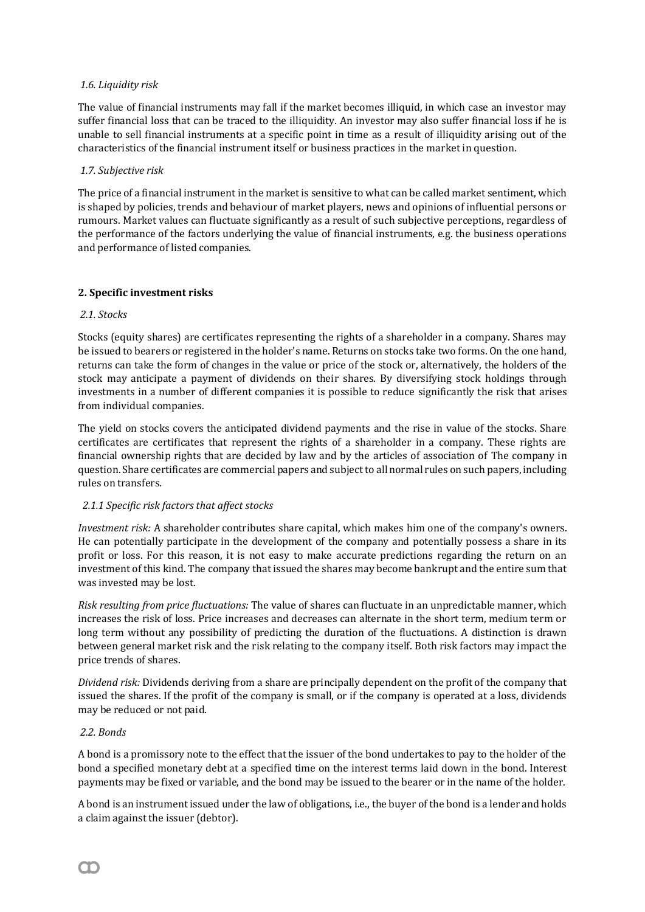*1.6. Liquidity risk*

The value of financial instruments may fall if the market becomes illiquid, in which case an investor may suffer financial loss that can be traced to the illiquidity. An investor may also suffer financial loss if he is unable to sell financial instruments at a specific point in time as a result of illiquidity arising out of the characteristics of the financial instrument itself or business practices in the market in question.

*1.7. Subjective risk*

The price of a financial instrument in the market is sensitive to what can be called market sentiment, which is shaped by policies, trends and behaviour of market players, news and opinions of influential persons or rumours. Market values can fluctuate significantly as a result of such subjective perceptions, regardless of the performance of the factors underlying the value of financial instruments, e.g. the business operations and performance of listed companies.

**2. Specific investment risks**

*2.1. Stocks*

Stocks (equity shares) are certificates representing the rights of a shareholder in a company. Shares may be issued to bearers or registered in the holder's name. Returns on stocks take two forms. On the one hand, returns can take the form of changes in the value or price of the stock or, alternatively, the holders of the stock may anticipate a payment of dividends on their shares. By diversifying stock holdings through investments in a number of different companies it is possible to reduce significantly the risk that arises from individual companies.

The yield on stocks covers the anticipated dividend payments and the rise in value of the stocks. Share certificates are certificates that represent the rights of a shareholder in a company. These rights are financial ownership rights that are decided by law and by the articles of association of The company in question. Share certificates are commercial papers and subject to all normal rules on such papers, including rules on transfers.

*2.1.1 Specific risk factors that affect stocks*

*Investment risk:* A shareholder contributes share capital, which makes him one of the company's owners. He can potentially participate in the development of the company and potentially possess a share in its profit or loss. For this reason, it is not easy to make accurate predictions regarding the return on an investment of this kind. The company that issued the shares may become bankrupt and the entire sum that was invested may be lost.

*Risk resulting from price fluctuations:* The value of shares can fluctuate in an unpredictable manner, which increases the risk of loss. Price increases and decreases can alternate in the short term, medium term or long term without any possibility of predicting the duration of the fluctuations. A distinction is drawn between general market risk and the risk relating to the company itself. Both risk factors may impact the price trends of shares.

*Dividend risk:* Dividends deriving from a share are principally dependent on the profit of the company that issued the shares. If the profit of the company is small, or if the company is operated at a loss, dividends may be reduced or not paid.

*2.2. Bonds*

A bond is a promissory note to the effect that the issuer of the bond undertakes to pay to the holder of the bond a specified monetary debt at a specified time on the interest terms laid down in the bond. Interest payments may be fixed or variable, and the bond may be issued to the bearer or in the name of the holder.

A bond is an instrument issued under the law of obligations, i.e., the buyer of the bond is a lender and holds a claim against the issuer (debtor).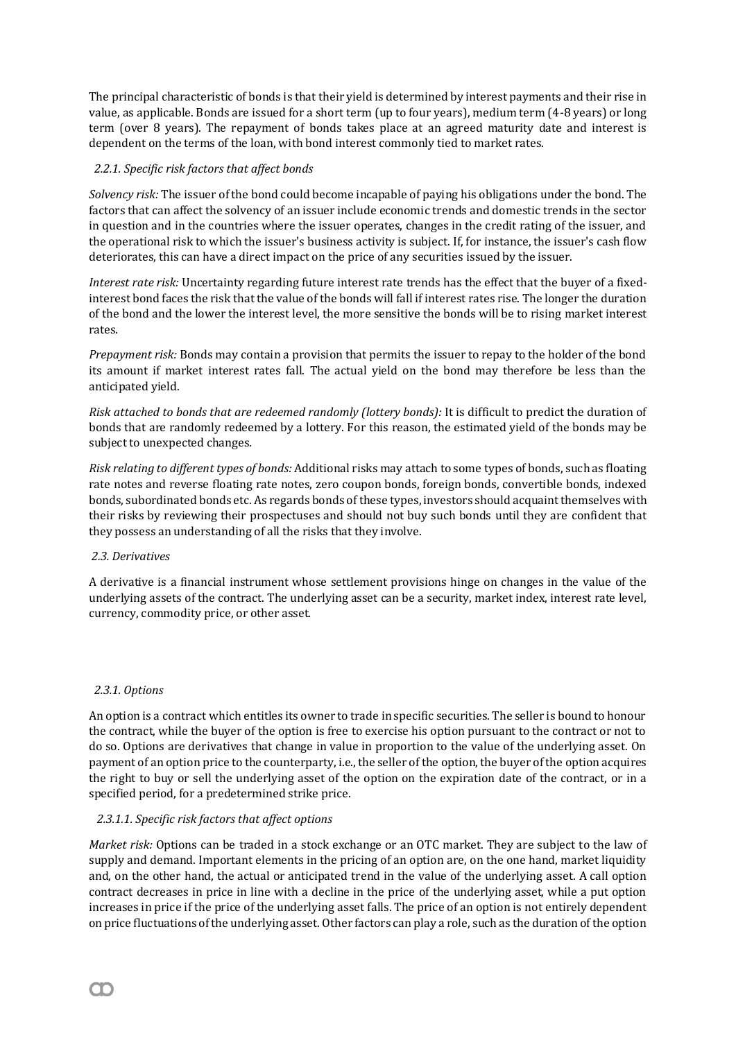The principal characteristic of bonds is that their yield is determined by interest payments and their rise in value, as applicable. Bonds are issued for a short term (up to four years), medium term (4-8 years) or long term (over 8 years). The repayment of bonds takes place at an agreed maturity date and interest is dependent on the terms of the loan, with bond interest commonly tied to market rates.

#### *2.2.1. Specific risk factors that affect bonds*

*Solvency risk:* The issuer of the bond could become incapable of paying his obligations under the bond. The factors that can affect the solvency of an issuer include economic trends and domestic trends in the sector in question and in the countries where the issuer operates, changes in the credit rating of the issuer, and the operational risk to which the issuer's business activity is subject. If, for instance, the issuer's cash flow deteriorates, this can have a direct impact on the price of any securities issued by the issuer.

*Interest rate risk:* Uncertainty regarding future interest rate trends has the effect that the buyer of a fixed-interest bond faces the risk that the value of the bonds will fall if interest rates rise. The longer the duration of the bond and the lower the interest level, the more sensitive the bonds will be to rising market interest rates.

*Prepayment risk:* Bonds may contain a provision that permits the issuer to repay to the holder of the bond its amount if market interest rates fall. The actual yield on the bond may therefore be less than the anticipated yield.

*Risk attached to bonds that are redeemed randomly (lottery bonds):* It is difficult to predict the duration of bonds that are randomly redeemed by a lottery. For this reason, the estimated yield of the bonds may be subject to unexpected changes.

*Risk relating to different types of bonds:* Additional risks may attach to some types of bonds, such as floating rate notes and reverse floating rate notes, zero coupon bonds, foreign bonds, convertible bonds, indexed bonds, subordinated bonds etc. As regards bonds of these types, investors should acquaint themselves with their risks by reviewing their prospectuses and should not buy such bonds until they are confident that they possess an understanding of all the risks that they involve.

### *2.3. Derivatives*

A derivative is a financial instrument whose settlement provisions hinge on changes in the value of the underlying assets of the contract. The underlying asset can be a security, market index, interest rate level, currency, commodity price, or other asset.

#### *2.3.1. Options*

An option is a contract which entitles its owner to trade in specific securities. The seller is bound to honour the contract, while the buyer of the option is free to exercise his option pursuant to the contract or not to do so. Options are derivatives that change in value in proportion to the value of the underlying asset. On payment of an option price to the counterparty, i.e., the seller of the option, the buyer of the option acquires the right to buy or sell the underlying asset of the option on the expiration date of the contract, or in a specified period, for a predetermined strike price.

##### *2.3.1.1. Specific risk factors that affect options*

*Market risk:* Options can be traded in a stock exchange or an OTC market. They are subject to the law of supply and demand. Important elements in the pricing of an option are, on the one hand, market liquidity and, on the other hand, the actual or anticipated trend in the value of the underlying asset. A call option contract decreases in price in line with a decline in the price of the underlying asset, while a put option increases in price if the price of the underlying asset falls. The price of an option is not entirely dependent on price fluctuations of the underlying asset. Other factors can play a role, such as the duration of the option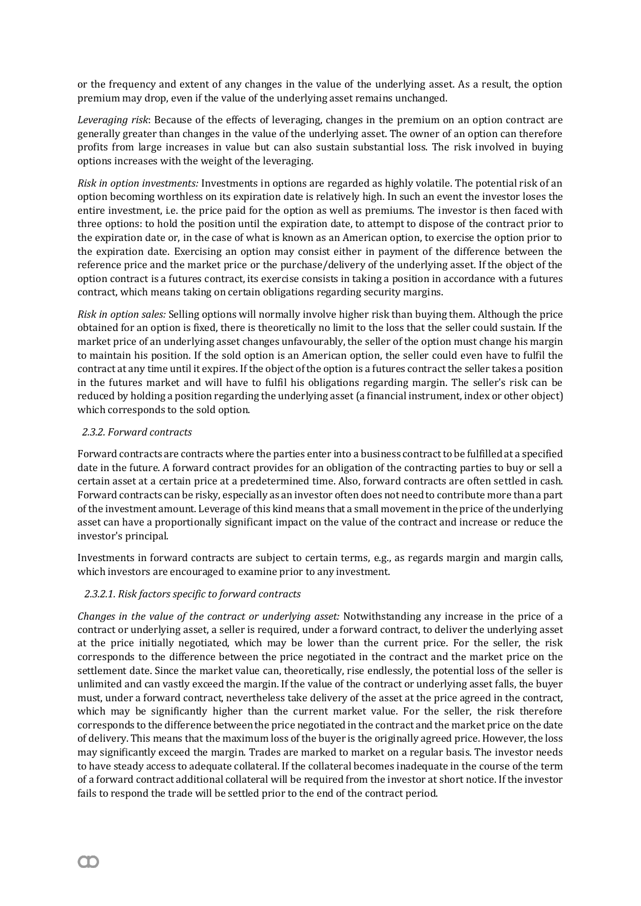or the frequency and extent of any changes in the value of the underlying asset. As a result, the option premium may drop, even if the value of the underlying asset remains unchanged.

*Leveraging risk*: Because of the effects of leveraging, changes in the premium on an option contract are generally greater than changes in the value of the underlying asset. The owner of an option can therefore profits from large increases in value but can also sustain substantial loss. The risk involved in buying options increases with the weight of the leveraging.

*Risk in option investments:* Investments in options are regarded as highly volatile. The potential risk of an option becoming worthless on its expiration date is relatively high. In such an event the investor loses the entire investment, i.e. the price paid for the option as well as premiums. The investor is then faced with three options: to hold the position until the expiration date, to attempt to dispose of the contract prior to the expiration date or, in the case of what is known as an American option, to exercise the option prior to the expiration date. Exercising an option may consist either in payment of the difference between the reference price and the market price or the purchase/delivery of the underlying asset. If the object of the option contract is a futures contract, its exercise consists in taking a position in accordance with a futures contract, which means taking on certain obligations regarding security margins.

*Risk in option sales:* Selling options will normally involve higher risk than buying them. Although the price obtained for an option is fixed, there is theoretically no limit to the loss that the seller could sustain. If the market price of an underlying asset changes unfavourably, the seller of the option must change his margin to maintain his position. If the sold option is an American option, the seller could even have to fulfil the contract at any time until it expires. If the object of the option is a futures contract the seller takes a position in the futures market and will have to fulfil his obligations regarding margin. The seller's risk can be reduced by holding a position regarding the underlying asset (a financial instrument, index or other object) which corresponds to the sold option.

### *2.3.2. Forward contracts*

Forward contracts are contracts where the parties enter into a business contract to be fulfilled at a specified date in the future. A forward contract provides for an obligation of the contracting parties to buy or sell a certain asset at a certain price at a predetermined time. Also, forward contracts are often settled in cash. Forward contracts can be risky, especially as an investor often does not need to contribute more than a part of the investment amount. Leverage of this kind means that a small movement in the price of the underlying asset can have a proportionally significant impact on the value of the contract and increase or reduce the investor's principal.

Investments in forward contracts are subject to certain terms, e.g., as regards margin and margin calls, which investors are encouraged to examine prior to any investment.

#### *2.3.2.1. Risk factors specific to forward contracts*

*Changes in the value of the contract or underlying asset:* Notwithstanding any increase in the price of a contract or underlying asset, a seller is required, under a forward contract, to deliver the underlying asset at the price initially negotiated, which may be lower than the current price. For the seller, the risk corresponds to the difference between the price negotiated in the contract and the market price on the settlement date. Since the market value can, theoretically, rise endlessly, the potential loss of the seller is unlimited and can vastly exceed the margin. If the value of the contract or underlying asset falls, the buyer must, under a forward contract, nevertheless take delivery of the asset at the price agreed in the contract, which may be significantly higher than the current market value. For the seller, the risk therefore corresponds to the difference between the price negotiated in the contract and the market price on the date of delivery. This means that the maximum loss of the buyer is the originally agreed price. However, the loss may significantly exceed the margin. Trades are marked to market on a regular basis. The investor needs to have steady access to adequate collateral. If the collateral becomes inadequate in the course of the term of a forward contract additional collateral will be required from the investor at short notice. If the investor fails to respond the trade will be settled prior to the end of the contract period.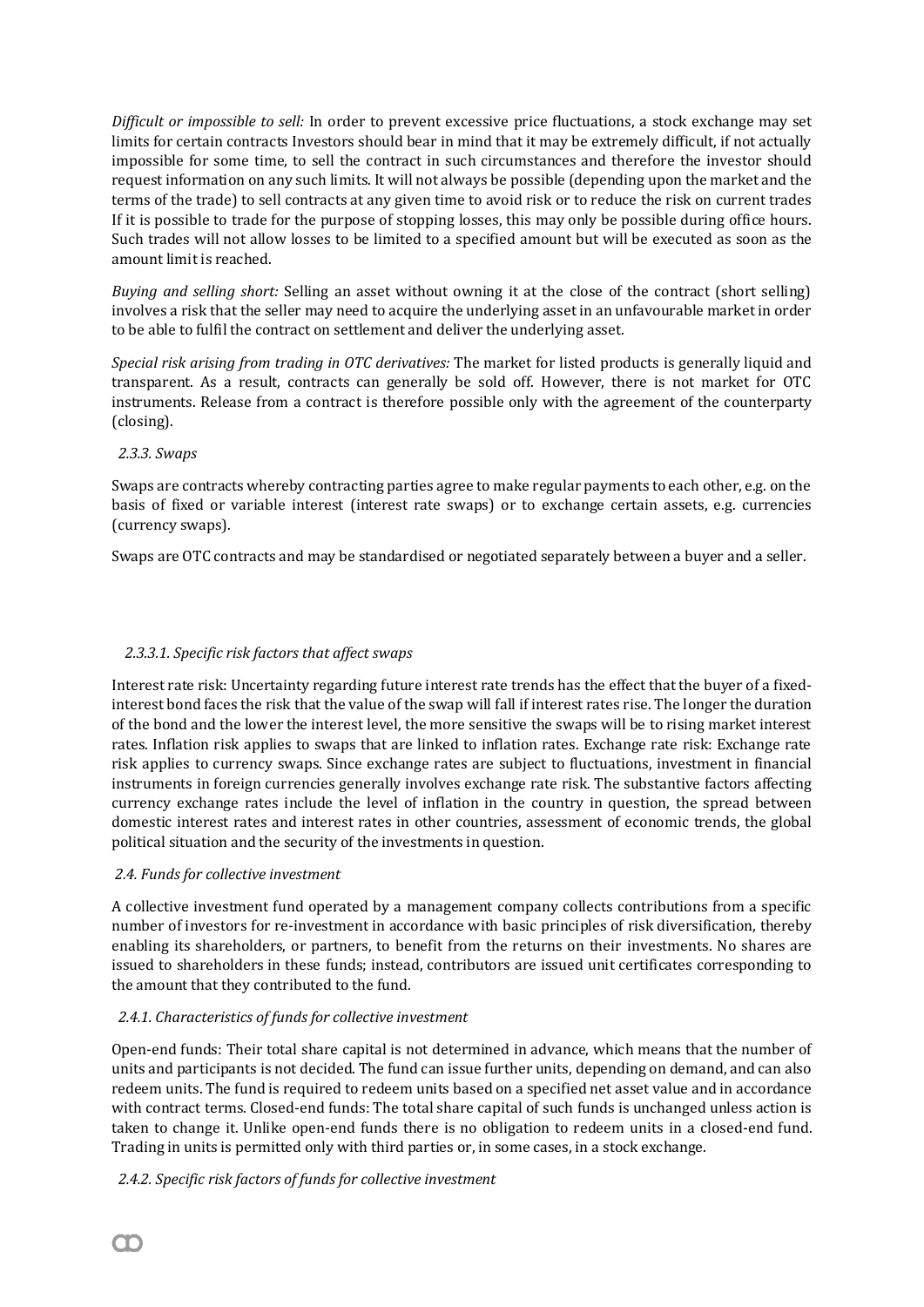*Difficult or impossible to sell:* In order to prevent excessive price fluctuations, a stock exchange may set limits for certain contracts Investors should bear in mind that it may be extremely difficult, if not actually impossible for some time, to sell the contract in such circumstances and therefore the investor should request information on any such limits. It will not always be possible (depending upon the market and the terms of the trade) to sell contracts at any given time to avoid risk or to reduce the risk on current trades If it is possible to trade for the purpose of stopping losses, this may only be possible during office hours. Such trades will not allow losses to be limited to a specified amount but will be executed as soon as the amount limit is reached.

*Buying and selling short:* Selling an asset without owning it at the close of the contract (short selling) involves a risk that the seller may need to acquire the underlying asset in an unfavourable market in order to be able to fulfil the contract on settlement and deliver the underlying asset.

*Special risk arising from trading in OTC derivatives:* The market for listed products is generally liquid and transparent. As a result, contracts can generally be sold off. However, there is not market for OTC instruments. Release from a contract is therefore possible only with the agreement of the counterparty (closing).

### *2.3.3. Swaps*

Swaps are contracts whereby contracting parties agree to make regular payments to each other, e.g. on the basis of fixed or variable interest (interest rate swaps) or to exchange certain assets, e.g. currencies (currency swaps).

Swaps are OTC contracts and may be standardised or negotiated separately between a buyer and a seller.

#### *2.3.3.1. Specific risk factors that affect swaps*

Interest rate risk: Uncertainty regarding future interest rate trends has the effect that the buyer of a fixed-interest bond faces the risk that the value of the swap will fall if interest rates rise. The longer the duration of the bond and the lower the interest level, the more sensitive the swaps will be to rising market interest rates. Inflation risk applies to swaps that are linked to inflation rates. Exchange rate risk: Exchange rate risk applies to currency swaps. Since exchange rates are subject to fluctuations, investment in financial instruments in foreign currencies generally involves exchange rate risk. The substantive factors affecting currency exchange rates include the level of inflation in the country in question, the spread between domestic interest rates and interest rates in other countries, assessment of economic trends, the global political situation and the security of the investments in question.

## *2.4. Funds for collective investment*

A collective investment fund operated by a management company collects contributions from a specific number of investors for re-investment in accordance with basic principles of risk diversification, thereby enabling its shareholders, or partners, to benefit from the returns on their investments. No shares are issued to shareholders in these funds; instead, contributors are issued unit certificates corresponding to the amount that they contributed to the fund.

### *2.4.1. Characteristics of funds for collective investment*

Open-end funds: Their total share capital is not determined in advance, which means that the number of units and participants is not decided. The fund can issue further units, depending on demand, and can also redeem units. The fund is required to redeem units based on a specified net asset value and in accordance with contract terms. Closed-end funds: The total share capital of such funds is unchanged unless action is taken to change it. Unlike open-end funds there is no obligation to redeem units in a closed-end fund. Trading in units is permitted only with third parties or, in some cases, in a stock exchange.

### *2.4.2. Specific risk factors of funds for collective investment*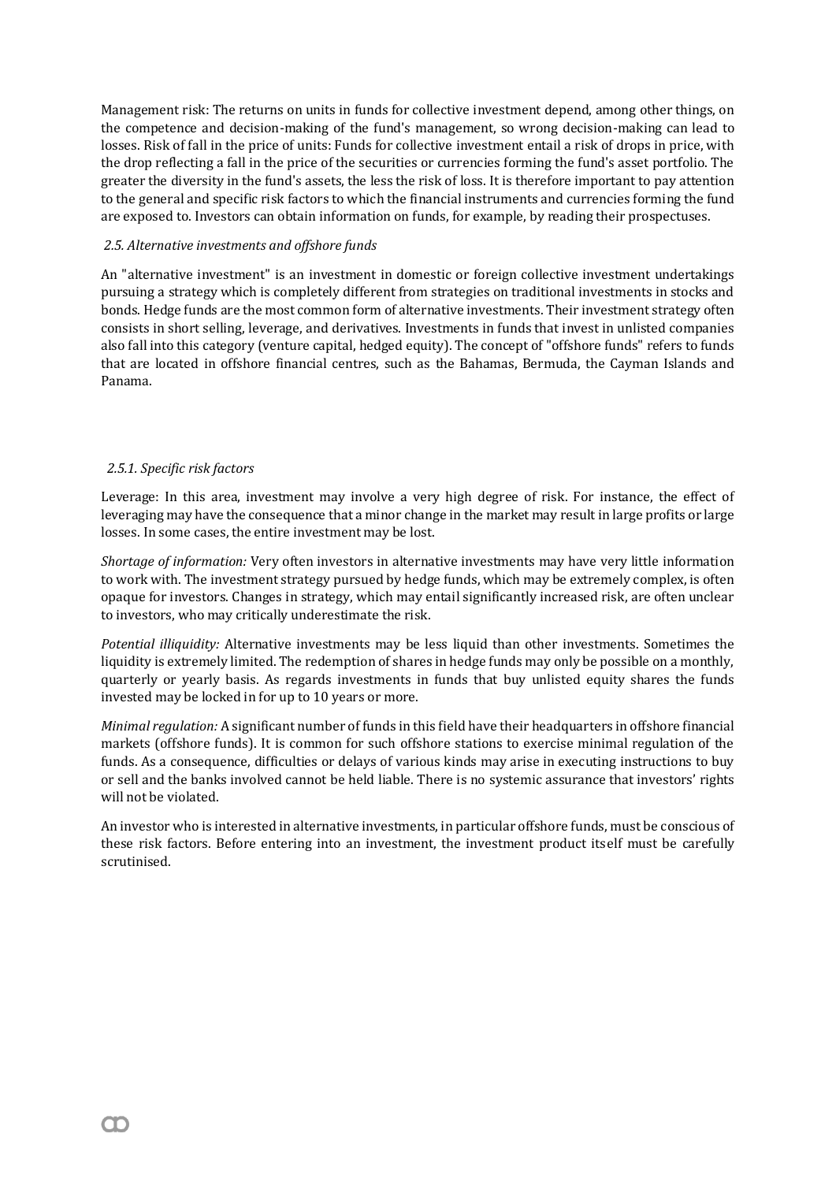Management risk: The returns on units in funds for collective investment depend, among other things, on the competence and decision-making of the fund's management, so wrong decision-making can lead to losses. Risk of fall in the price of units: Funds for collective investment entail a risk of drops in price, with the drop reflecting a fall in the price of the securities or currencies forming the fund's asset portfolio. The greater the diversity in the fund's assets, the less the risk of loss. It is therefore important to pay attention to the general and specific risk factors to which the financial instruments and currencies forming the fund are exposed to. Investors can obtain information on funds, for example, by reading their prospectuses.

### *2.5. Alternative investments and offshore funds*

An "alternative investment" is an investment in domestic or foreign collective investment undertakings pursuing a strategy which is completely different from strategies on traditional investments in stocks and bonds. Hedge funds are the most common form of alternative investments. Their investment strategy often consists in short selling, leverage, and derivatives. Investments in funds that invest in unlisted companies also fall into this category (venture capital, hedged equity). The concept of "offshore funds" refers to funds that are located in offshore financial centres, such as the Bahamas, Bermuda, the Cayman Islands and Panama.

#### *2.5.1. Specific risk factors*

Leverage: In this area, investment may involve a very high degree of risk. For instance, the effect of leveraging may have the consequence that a minor change in the market may result in large profits or large losses. In some cases, the entire investment may be lost.

*Shortage of information:* Very often investors in alternative investments may have very little information to work with. The investment strategy pursued by hedge funds, which may be extremely complex, is often opaque for investors. Changes in strategy, which may entail significantly increased risk, are often unclear to investors, who may critically underestimate the risk.

*Potential illiquidity:* Alternative investments may be less liquid than other investments. Sometimes the liquidity is extremely limited. The redemption of shares in hedge funds may only be possible on a monthly, quarterly or yearly basis. As regards investments in funds that buy unlisted equity shares the funds invested may be locked in for up to 10 years or more.

*Minimal regulation:* A significant number of funds in this field have their headquarters in offshore financial markets (offshore funds). It is common for such offshore stations to exercise minimal regulation of the funds. As a consequence, difficulties or delays of various kinds may arise in executing instructions to buy or sell and the banks involved cannot be held liable. There is no systemic assurance that investors' rights will not be violated.

An investor who is interested in alternative investments, in particular offshore funds, must be conscious of these risk factors. Before entering into an investment, the investment product itself must be carefully scrutinised.